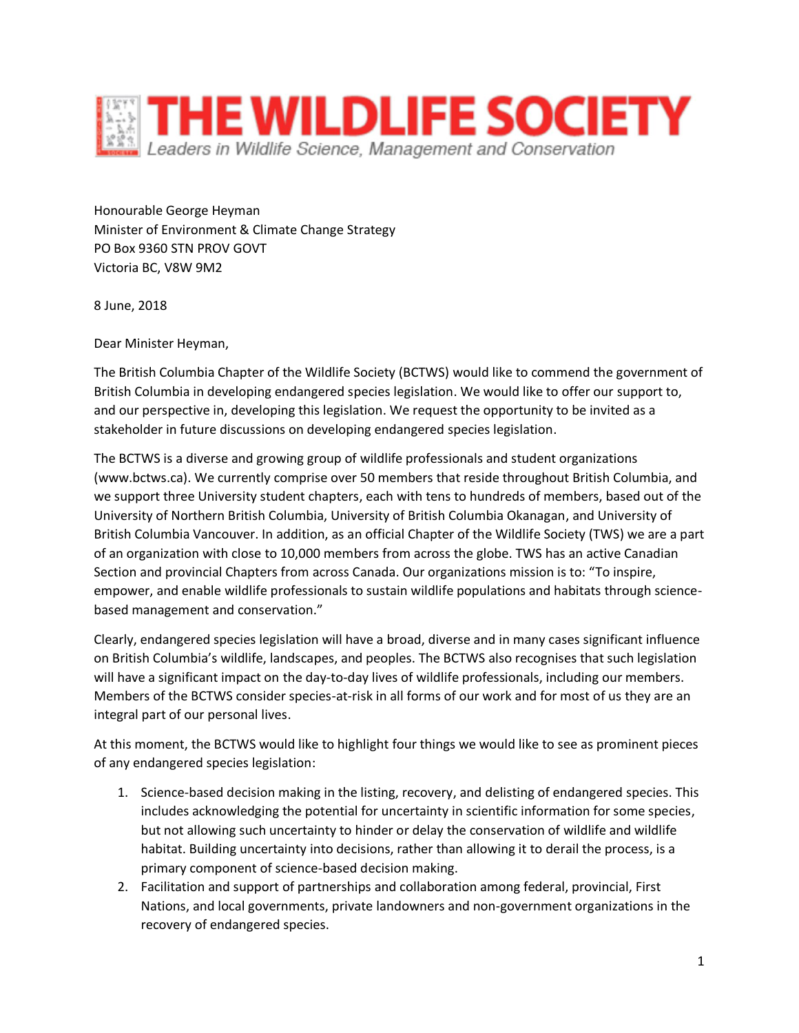# THE WILDLIFE SOCIETY

*Leaders in Wildlife Science, Management and Conservation*

Honourable George Heyman
Minister of Environment & Climate Change Strategy
PO Box 9360 STN PROV GOVT
Victoria BC, V8W 9M2

8 June, 2018

Dear Minister Heyman,

The British Columbia Chapter of the Wildlife Society (BCTWS) would like to commend the government of British Columbia in developing endangered species legislation. We would like to offer our support to, and our perspective in, developing this legislation. We request the opportunity to be invited as a stakeholder in future discussions on developing endangered species legislation.

The BCTWS is a diverse and growing group of wildlife professionals and student organizations (www.bctws.ca). We currently comprise over 50 members that reside throughout British Columbia, and we support three University student chapters, each with tens to hundreds of members, based out of the University of Northern British Columbia, University of British Columbia Okanagan, and University of British Columbia Vancouver. In addition, as an official Chapter of the Wildlife Society (TWS) we are a part of an organization with close to 10,000 members from across the globe. TWS has an active Canadian Section and provincial Chapters from across Canada. Our organizations mission is to: "To inspire, empower, and enable wildlife professionals to sustain wildlife populations and habitats through science-based management and conservation."

Clearly, endangered species legislation will have a broad, diverse and in many cases significant influence on British Columbia's wildlife, landscapes, and peoples. The BCTWS also recognises that such legislation will have a significant impact on the day-to-day lives of wildlife professionals, including our members. Members of the BCTWS consider species-at-risk in all forms of our work and for most of us they are an integral part of our personal lives.

At this moment, the BCTWS would like to highlight four things we would like to see as prominent pieces of any endangered species legislation:

1. Science-based decision making in the listing, recovery, and delisting of endangered species. This includes acknowledging the potential for uncertainty in scientific information for some species, but not allowing such uncertainty to hinder or delay the conservation of wildlife and wildlife habitat. Building uncertainty into decisions, rather than allowing it to derail the process, is a primary component of science-based decision making.
2. Facilitation and support of partnerships and collaboration among federal, provincial, First Nations, and local governments, private landowners and non-government organizations in the recovery of endangered species.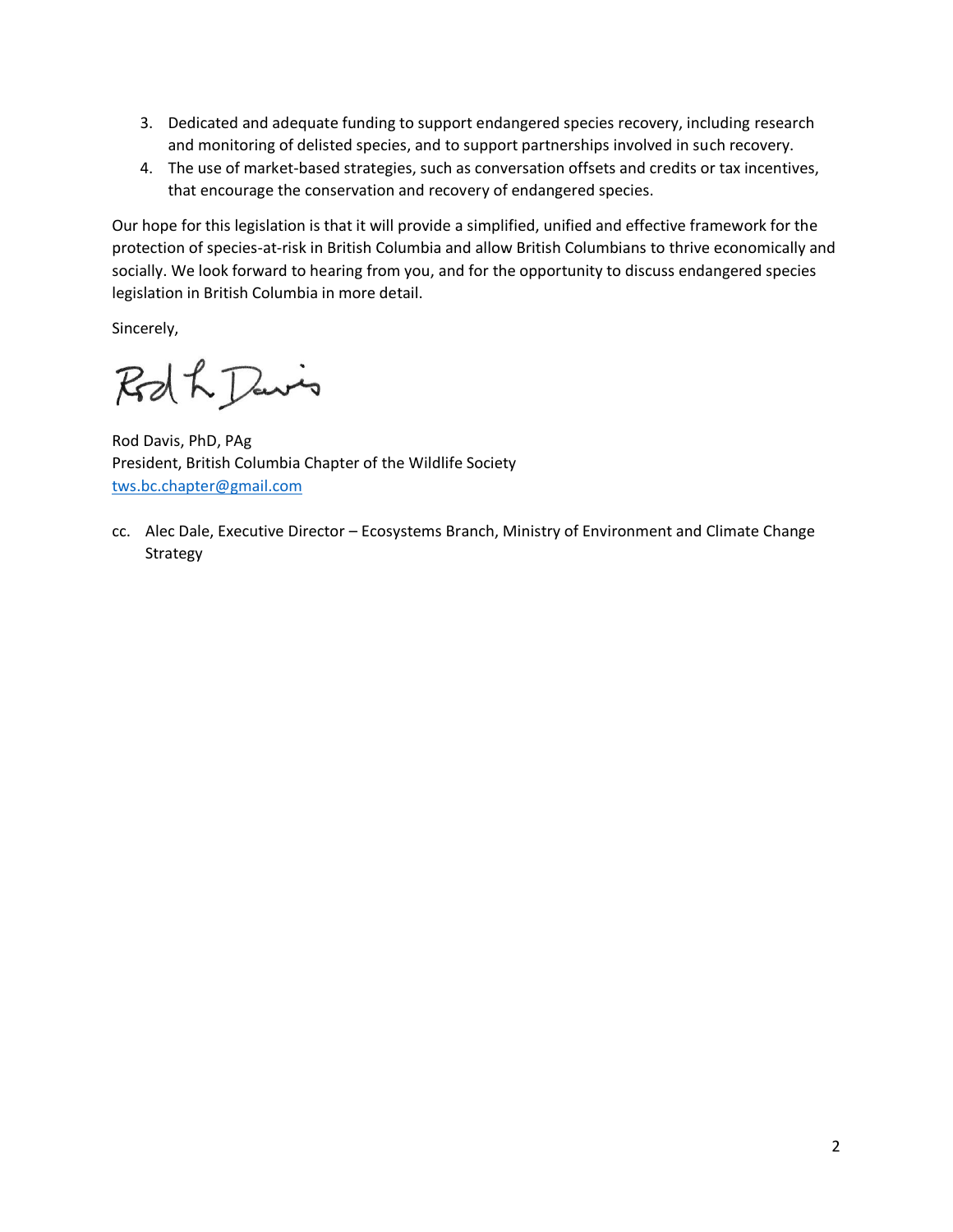3. Dedicated and adequate funding to support endangered species recovery, including research and monitoring of delisted species, and to support partnerships involved in such recovery.
4. The use of market-based strategies, such as conversation offsets and credits or tax incentives, that encourage the conservation and recovery of endangered species.

Our hope for this legislation is that it will provide a simplified, unified and effective framework for the protection of species-at-risk in British Columbia and allow British Columbians to thrive economically and socially. We look forward to hearing from you, and for the opportunity to discuss endangered species legislation in British Columbia in more detail.

Sincerely,

Rod Davis, PhD, PAg
President, British Columbia Chapter of the Wildlife Society
tws.bc.chapter@gmail.com

cc. Alec Dale, Executive Director – Ecosystems Branch, Ministry of Environment and Climate Change Strategy